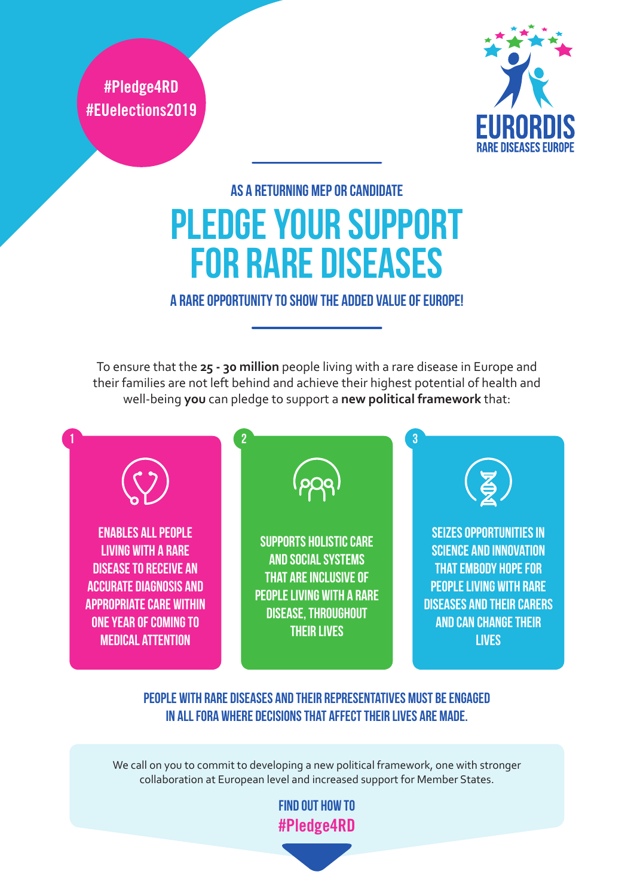#Pledge4RD
#EUelections2019

EURORDIS
RARE DISEASES EUROPE

### AS A RETURNING MEP OR CANDIDATE

# PLEDGE YOUR SUPPORT FOR RARE DISEASES

### A RARE OPPORTUNITY TO SHOW THE ADDED VALUE OF EUROPE!

To ensure that the **25 - 30 million** people living with a rare disease in Europe and their families are not left behind and achieve their highest potential of health and well-being **you** can pledge to support a **new political framework** that:

1. ENABLES ALL PEOPLE LIVING WITH A RARE DISEASE TO RECEIVE AN ACCURATE DIAGNOSIS AND APPROPRIATE CARE WITHIN ONE YEAR OF COMING TO MEDICAL ATTENTION

2. SUPPORTS HOLISTIC CARE AND SOCIAL SYSTEMS THAT ARE INCLUSIVE OF PEOPLE LIVING WITH A RARE DISEASE, THROUGHOUT THEIR LIVES

3. SEIZES OPPORTUNITIES IN SCIENCE AND INNOVATION THAT EMBODY HOPE FOR PEOPLE LIVING WITH RARE DISEASES AND THEIR CARERS AND CAN CHANGE THEIR LIVES

**PEOPLE WITH RARE DISEASES AND THEIR REPRESENTATIVES MUST BE ENGAGED IN ALL FORA WHERE DECISIONS THAT AFFECT THEIR LIVES ARE MADE.**

We call on you to commit to developing a new political framework, one with stronger collaboration at European level and increased support for Member States.

**FIND OUT HOW TO #Pledge4RD**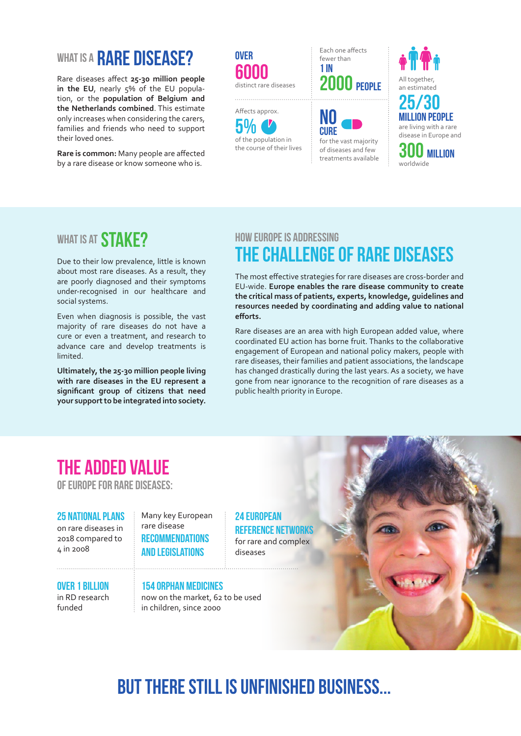## WHAT IS A RARE DISEASE?

Rare diseases affect **25-30 million people in the EU**, nearly 5% of the EU population, or the **population of Belgium and the Netherlands combined**. This estimate only increases when considering the carers, families and friends who need to support their loved ones.

**Rare is common:** Many people are affected by a rare disease or know someone who is.

**OVER 6000** distinct rare diseases

Each one affects fewer than **1 IN 2000 PEOPLE**

Affects approx. **5%** of the population in the course of their lives

**NO CURE** for the vast majority of diseases and few treatments available

All together, an estimated **25/30 MILLION PEOPLE** are living with a rare disease in Europe and **300 MILLION** worldwide

## WHAT IS AT STAKE?

Due to their low prevalence, little is known about most rare diseases. As a result, they are poorly diagnosed and their symptoms under-recognised in our healthcare and social systems.

Even when diagnosis is possible, the vast majority of rare diseases do not have a cure or even a treatment, and research to advance care and develop treatments is limited.

**Ultimately, the 25-30 million people living with rare diseases in the EU represent a significant group of citizens that need your support to be integrated into society.**

## HOW EUROPE IS ADDRESSING THE CHALLENGE OF RARE DISEASES

The most effective strategies for rare diseases are cross-border and EU-wide. **Europe enables the rare disease community to create the critical mass of patients, experts, knowledge, guidelines and resources needed by coordinating and adding value to national efforts.**

Rare diseases are an area with high European added value, where coordinated EU action has borne fruit. Thanks to the collaborative engagement of European and national policy makers, people with rare diseases, their families and patient associations, the landscape has changed drastically during the last years. As a society, we have gone from near ignorance to the recognition of rare diseases as a public health priority in Europe.

## THE ADDED VALUE OF EUROPE FOR RARE DISEASES:

**25 NATIONAL PLANS** on rare diseases in 2018 compared to 4 in 2008

Many key European rare disease **RECOMMENDATIONS AND LEGISLATIONS**

**24 EUROPEAN REFERENCE NETWORKS** for rare and complex diseases

**OVER 1 BILLION** in RD research funded

**154 ORPHAN MEDICINES** now on the market, 62 to be used in children, since 2000

## BUT THERE STILL IS UNFINISHED BUSINESS...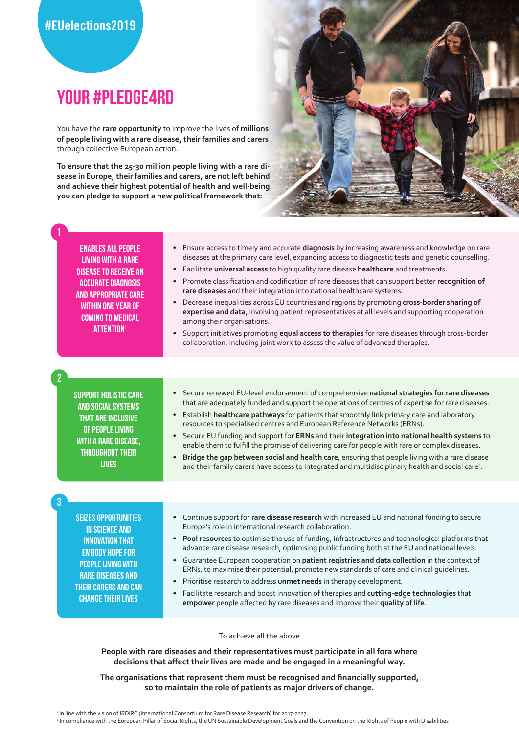#EUelections2019

# YOUR #PLEDGE4RD

You have the **rare opportunity** to improve the lives of **millions of people living with a rare disease, their families and carers** through collective European action.

**To ensure that the 25-30 million people living with a rare disease in Europe, their families and carers, are not left behind and achieve their highest potential of health and well-being you can pledge to support a new political framework that:**

## 1 ENABLES ALL PEOPLE LIVING WITH A RARE DISEASE TO RECEIVE AN ACCURATE DIAGNOSIS AND APPROPRIATE CARE WITHIN ONE YEAR OF COMING TO MEDICAL ATTENTION[1]

- Ensure access to timely and accurate **diagnosis** by increasing awareness and knowledge on rare diseases at the primary care level, expanding access to diagnostic tests and genetic counselling.
- Facilitate **universal access** to high quality rare disease **healthcare** and treatments.
- Promote classification and codification of rare diseases that can support better **recognition of rare diseases** and their integration into national healthcare systems.
- Decrease inequalities across EU countries and regions by promoting **cross-border sharing of expertise and data**, involving patient representatives at all levels and supporting cooperation among their organisations.
- Support initiatives promoting **equal access to therapies** for rare diseases through cross-border collaboration, including joint work to assess the value of advanced therapies.

## 2 SUPPORT HOLISTIC CARE AND SOCIAL SYSTEMS THAT ARE INCLUSIVE OF PEOPLE LIVING WITH A RARE DISEASE, THROUGHOUT THEIR LIVES

- Secure renewed EU-level endorsement of comprehensive **national strategies for rare diseases** that are adequately funded and support the operations of centres of expertise for rare diseases.
- Establish **healthcare pathways** for patients that smoothly link primary care and laboratory resources to specialised centres and European Reference Networks (ERNs).
- Secure EU funding and support for **ERNs** and their **integration into national health systems** to enable them to fulfill the promise of delivering care for people with rare or complex diseases.
- **Bridge the gap between social and health care**, ensuring that people living with a rare disease and their family carers have access to integrated and multidisciplinary health and social care[2].

## 3 SEIZES OPPORTUNITIES IN SCIENCE AND INNOVATION THAT EMBODY HOPE FOR PEOPLE LIVING WITH RARE DISEASES AND THEIR CARERS AND CAN CHANGE THEIR LIVES

- Continue support for **rare disease research** with increased EU and national funding to secure Europe's role in international research collaboration.
- **Pool resources** to optimise the use of funding, infrastructures and technological platforms that advance rare disease research, optimising public funding both at the EU and national levels.
- Guarantee European cooperation on **patient registries and data collection** in the context of ERNs, to maximise their potential, promote new standards of care and clinical guidelines.
- Prioritise research to address **unmet needs** in therapy development.
- Facilitate research and boost innovation of therapies and **cutting-edge technologies** that **empower** people affected by rare diseases and improve their **quality of life**.

To achieve all the above

**People with rare diseases and their representatives must participate in all fora where decisions that affect their lives are made and be engaged in a meaningful way.**

**The organisations that represent them must be recognised and financially supported, so to maintain the role of patients as major drivers of change.**

[1] In line with the vision of IRDiRC (International Consortium for Rare Disease Research) for 2017-2027.

[2] In compliance with the European Pillar of Social Rights, the UN Sustainable Development Goals and the Convention on the Rights of People with Disabilities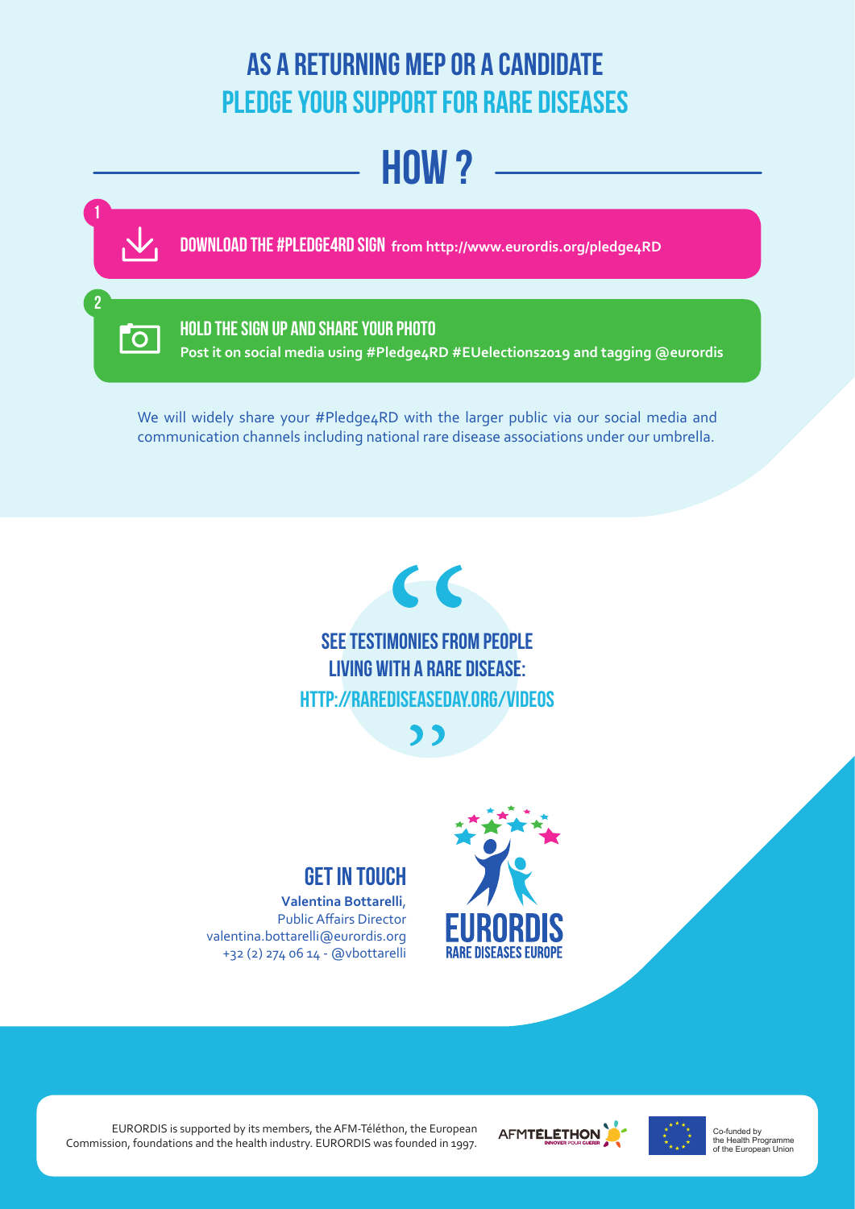# AS A RETURNING MEP OR A CANDIDATE PLEDGE YOUR SUPPORT FOR RARE DISEASES

## HOW ?

1. **DOWNLOAD THE #PLEDGE4RD SIGN** from http://www.eurordis.org/pledge4RD

2. **HOLD THE SIGN UP AND SHARE YOUR PHOTO**
   **Post it on social media using #Pledge4RD #EUelections2019 and tagging @eurordis**

We will widely share your #Pledge4RD with the larger public via our social media and communication channels including national rare disease associations under our umbrella.

"SEE TESTIMONIES FROM PEOPLE LIVING WITH A RARE DISEASE: HTTP://RAREDISEASEDAY.ORG/VIDEOS"

## GET IN TOUCH

**Valentina Bottarelli**,
Public Affairs Director
valentina.bottarelli@eurordis.org
+32 (2) 274 06 14 - @vbottarelli

EURORDIS
RARE DISEASES EUROPE

EURORDIS is supported by its members, the AFM-Téléthon, the European Commission, foundations and the health industry. EURORDIS was founded in 1997.

AFMTELETHON INNOVER POUR GUÉRIR

Co-funded by the Health Programme of the European Union